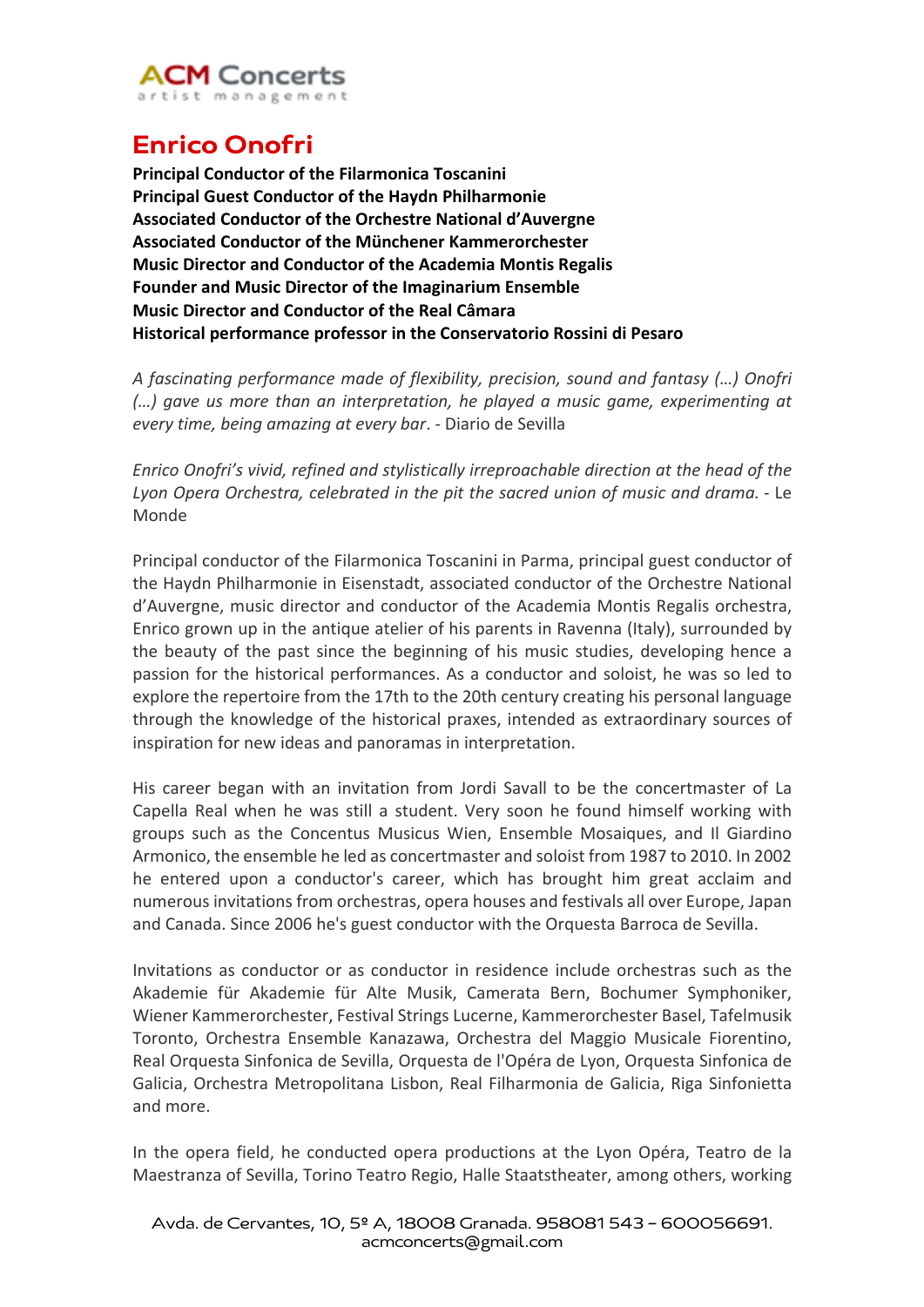ACM Concerts
artist management

# Enrico Onofri

**Principal Conductor of the Filarmonica Toscanini**
**Principal Guest Conductor of the Haydn Philharmonie**
**Associated Conductor of the Orchestre National d'Auvergne**
**Associated Conductor of the Münchener Kammerorchester**
**Music Director and Conductor of the Academia Montis Regalis**
**Founder and Music Director of the Imaginarium Ensemble**
**Music Director and Conductor of the Real Câmara**
**Historical performance professor in the Conservatorio Rossini di Pesaro**

*A fascinating performance made of flexibility, precision, sound and fantasy (…) Onofri (…) gave us more than an interpretation, he played a music game, experimenting at every time, being amazing at every bar*. - Diario de Sevilla

*Enrico Onofri's vivid, refined and stylistically irreproachable direction at the head of the Lyon Opera Orchestra, celebrated in the pit the sacred union of music and drama.* - Le Monde

Principal conductor of the Filarmonica Toscanini in Parma, principal guest conductor of the Haydn Philharmonie in Eisenstadt, associated conductor of the Orchestre National d'Auvergne, music director and conductor of the Academia Montis Regalis orchestra, Enrico grown up in the antique atelier of his parents in Ravenna (Italy), surrounded by the beauty of the past since the beginning of his music studies, developing hence a passion for the historical performances. As a conductor and soloist, he was so led to explore the repertoire from the 17th to the 20th century creating his personal language through the knowledge of the historical praxes, intended as extraordinary sources of inspiration for new ideas and panoramas in interpretation.

His career began with an invitation from Jordi Savall to be the concertmaster of La Capella Real when he was still a student. Very soon he found himself working with groups such as the Concentus Musicus Wien, Ensemble Mosaiques, and Il Giardino Armonico, the ensemble he led as concertmaster and soloist from 1987 to 2010. In 2002 he entered upon a conductor's career, which has brought him great acclaim and numerous invitations from orchestras, opera houses and festivals all over Europe, Japan and Canada. Since 2006 he's guest conductor with the Orquesta Barroca de Sevilla.

Invitations as conductor or as conductor in residence include orchestras such as the Akademie für Akademie für Alte Musik, Camerata Bern, Bochumer Symphoniker, Wiener Kammerorchester, Festival Strings Lucerne, Kammerorchester Basel, Tafelmusik Toronto, Orchestra Ensemble Kanazawa, Orchestra del Maggio Musicale Fiorentino, Real Orquesta Sinfonica de Sevilla, Orquesta de l'Opéra de Lyon, Orquesta Sinfonica de Galicia, Orchestra Metropolitana Lisbon, Real Filharmonia de Galicia, Riga Sinfonietta and more.

In the opera field, he conducted opera productions at the Lyon Opéra, Teatro de la Maestranza of Sevilla, Torino Teatro Regio, Halle Staatstheater, among others, working

Avda. de Cervantes, 10, 5º A, 18008 Granada. 958081 543 – 600056691.
acmconcerts@gmail.com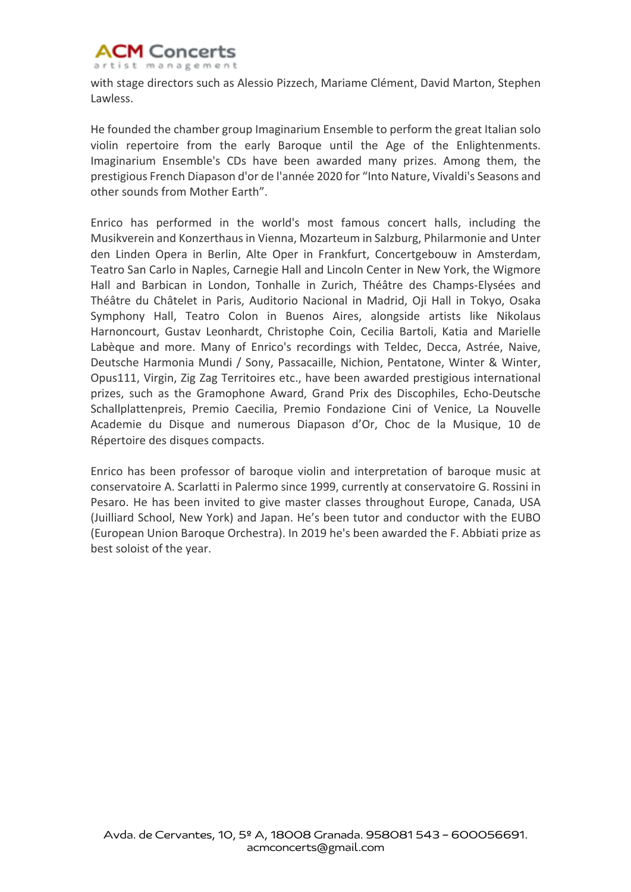with stage directors such as Alessio Pizzech, Mariame Clément, David Marton, Stephen Lawless.

He founded the chamber group Imaginarium Ensemble to perform the great Italian solo violin repertoire from the early Baroque until the Age of the Enlightenments. Imaginarium Ensemble's CDs have been awarded many prizes. Among them, the prestigious French Diapason d'or de l'année 2020 for “Into Nature, Vivaldi's Seasons and other sounds from Mother Earth”.

Enrico has performed in the world's most famous concert halls, including the Musikverein and Konzerthaus in Vienna, Mozarteum in Salzburg, Philarmonie and Unter den Linden Opera in Berlin, Alte Oper in Frankfurt, Concertgebouw in Amsterdam, Teatro San Carlo in Naples, Carnegie Hall and Lincoln Center in New York, the Wigmore Hall and Barbican in London, Tonhalle in Zurich, Théâtre des Champs-Elysées and Théâtre du Châtelet in Paris, Auditorio Nacional in Madrid, Oji Hall in Tokyo, Osaka Symphony Hall, Teatro Colon in Buenos Aires, alongside artists like Nikolaus Harnoncourt, Gustav Leonhardt, Christophe Coin, Cecilia Bartoli, Katia and Marielle Labèque and more. Many of Enrico's recordings with Teldec, Decca, Astrée, Naive, Deutsche Harmonia Mundi / Sony, Passacaille, Nichion, Pentatone, Winter & Winter, Opus111, Virgin, Zig Zag Territoires etc., have been awarded prestigious international prizes, such as the Gramophone Award, Grand Prix des Discophiles, Echo-Deutsche Schallplattenpreis, Premio Caecilia, Premio Fondazione Cini of Venice, La Nouvelle Academie du Disque and numerous Diapason d'Or, Choc de la Musique, 10 de Répertoire des disques compacts.

Enrico has been professor of baroque violin and interpretation of baroque music at conservatoire A. Scarlatti in Palermo since 1999, currently at conservatoire G. Rossini in Pesaro. He has been invited to give master classes throughout Europe, Canada, USA (Juilliard School, New York) and Japan. He's been tutor and conductor with the EUBO (European Union Baroque Orchestra). In 2019 he's been awarded the F. Abbiati prize as best soloist of the year.